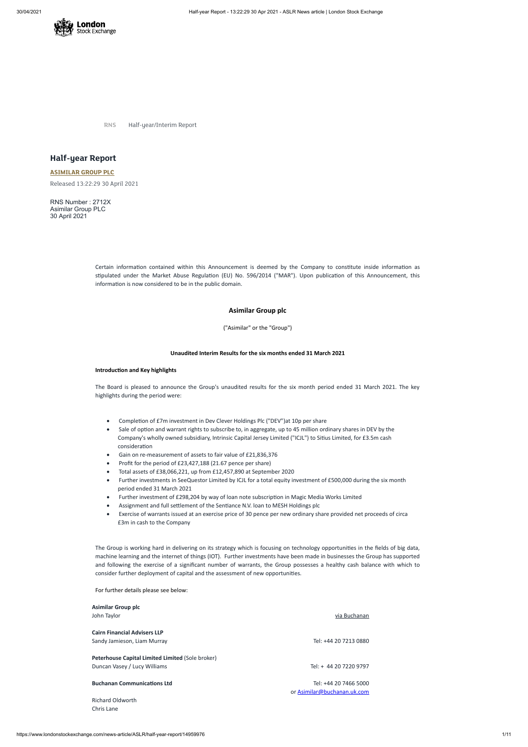RNS Half-year/Interim Report

# Half-year Report

**ASIMILAR GROUP PLC**

Released 13:22:29 30 April 2021

RNS Number : 2712X
Asimilar Group PLC
30 April 2021

Certain information contained within this Announcement is deemed by the Company to constitute inside information as stipulated under the Market Abuse Regulation (EU) No. 596/2014 ("MAR"). Upon publication of this Announcement, this information is now considered to be in the public domain.

## Asimilar Group plc

("Asimilar" or the "Group")

**Unaudited Interim Results for the six months ended 31 March 2021**

**Introduction and Key highlights**

The Board is pleased to announce the Group's unaudited results for the six month period ended 31 March 2021. The key highlights during the period were:

- Completion of £7m investment in Dev Clever Holdings Plc ("DEV")at 10p per share
- Sale of option and warrant rights to subscribe to, in aggregate, up to 45 million ordinary shares in DEV by the Company's wholly owned subsidiary, Intrinsic Capital Jersey Limited ("ICJL") to Sitius Limited, for £3.5m cash consideration
- Gain on re-measurement of assets to fair value of £21,836,376
- Profit for the period of £23,427,188 (21.67 pence per share)
- Total assets of £38,066,221, up from £12,457,890 at September 2020
- Further investments in SeeQuestor Limited by ICJL for a total equity investment of £500,000 during the six month period ended 31 March 2021
- Further investment of £298,204 by way of loan note subscription in Magic Media Works Limited
- Assignment and full settlement of the Sentiance N.V. loan to MESH Holdings plc
- Exercise of warrants issued at an exercise price of 30 pence per new ordinary share provided net proceeds of circa £3m in cash to the Company

The Group is working hard in delivering on its strategy which is focusing on technology opportunities in the fields of big data, machine learning and the internet of things (IOT). Further investments have been made in businesses the Group has supported and following the exercise of a significant number of warrants, the Group possesses a healthy cash balance with which to consider further deployment of capital and the assessment of new opportunities.

For further details please see below:

| | |
|---|---|
| **Asimilar Group plc** | |
| John Taylor | via Buchanan |
| **Cairn Financial Advisers LLP** | |
| Sandy Jamieson, Liam Murray | Tel: +44 20 7213 0880 |
| **Peterhouse Capital Limited Limited** (Sole broker) | |
| Duncan Vasey / Lucy Williams | Tel: + 44 20 7220 9797 |
| **Buchanan Communications Ltd** | Tel: +44 20 7466 5000 or Asimilar@buchanan.uk.com |
| Richard Oldworth | |
| Chris Lane | |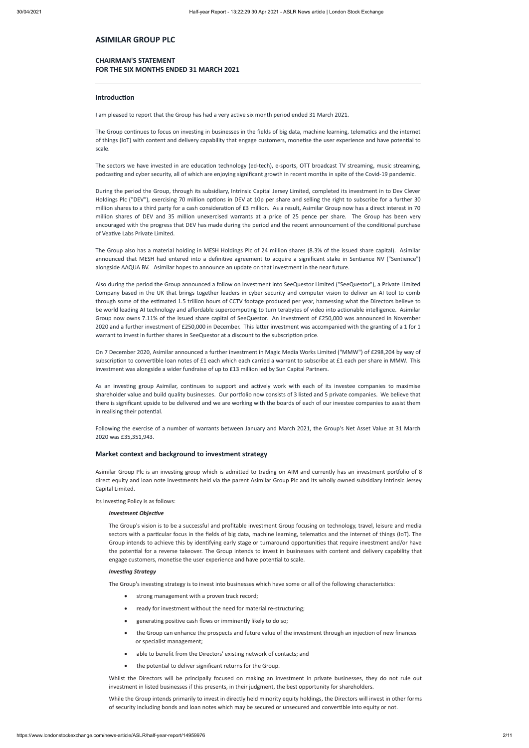## ASIMILAR GROUP PLC

### CHAIRMAN'S STATEMENT
### FOR THE SIX MONTHS ENDED 31 MARCH 2021

---

### Introduction

I am pleased to report that the Group has had a very active six month period ended 31 March 2021.

The Group continues to focus on investing in businesses in the fields of big data, machine learning, telematics and the internet of things (IoT) with content and delivery capability that engage customers, monetise the user experience and have potential to scale.

The sectors we have invested in are education technology (ed-tech), e-sports, OTT broadcast TV streaming, music streaming, podcasting and cyber security, all of which are enjoying significant growth in recent months in spite of the Covid-19 pandemic.

During the period the Group, through its subsidiary, Intrinsic Capital Jersey Limited, completed its investment in to Dev Clever Holdings Plc ("DEV"), exercising 70 million options in DEV at 10p per share and selling the right to subscribe for a further 30 million shares to a third party for a cash consideration of £3 million. As a result, Asimilar Group now has a direct interest in 70 million shares of DEV and 35 million unexercised warrants at a price of 25 pence per share. The Group has been very encouraged with the progress that DEV has made during the period and the recent announcement of the conditional purchase of Veative Labs Private Limited.

The Group also has a material holding in MESH Holdings Plc of 24 million shares (8.3% of the issued share capital). Asimilar announced that MESH had entered into a definitive agreement to acquire a significant stake in Sentiance NV ("Sentience") alongside AAQUA BV. Asimilar hopes to announce an update on that investment in the near future.

Also during the period the Group announced a follow on investment into SeeQuestor Limited ("SeeQuestor"), a Private Limited Company based in the UK that brings together leaders in cyber security and computer vision to deliver an AI tool to comb through some of the estimated 1.5 trillion hours of CCTV footage produced per year, harnessing what the Directors believe to be world leading AI technology and affordable supercomputing to turn terabytes of video into actionable intelligence. Asimilar Group now owns 7.11% of the issued share capital of SeeQuestor. An investment of £250,000 was announced in November 2020 and a further investment of £250,000 in December. This latter investment was accompanied with the granting of a 1 for 1 warrant to invest in further shares in SeeQuestor at a discount to the subscription price.

On 7 December 2020, Asimilar announced a further investment in Magic Media Works Limited ("MMW") of £298,204 by way of subscription to convertible loan notes of £1 each which each carried a warrant to subscribe at £1 each per share in MMW. This investment was alongside a wider fundraise of up to £13 million led by Sun Capital Partners.

As an investing group Asimilar, continues to support and actively work with each of its investee companies to maximise shareholder value and build quality businesses. Our portfolio now consists of 3 listed and 5 private companies. We believe that there is significant upside to be delivered and we are working with the boards of each of our investee companies to assist them in realising their potential.

Following the exercise of a number of warrants between January and March 2021, the Group's Net Asset Value at 31 March 2020 was £35,351,943.

### Market context and background to investment strategy

Asimilar Group Plc is an investing group which is admitted to trading on AIM and currently has an investment portfolio of 8 direct equity and loan note investments held via the parent Asimilar Group Plc and its wholly owned subsidiary Intrinsic Jersey Capital Limited.

Its Investing Policy is as follows:

***Investment Objective***

The Group's vision is to be a successful and profitable investment Group focusing on technology, travel, leisure and media sectors with a particular focus in the fields of big data, machine learning, telematics and the internet of things (IoT). The Group intends to achieve this by identifying early stage or turnaround opportunities that require investment and/or have the potential for a reverse takeover. The Group intends to invest in businesses with content and delivery capability that engage customers, monetise the user experience and have potential to scale.

***Investing Strategy***

The Group's investing strategy is to invest into businesses which have some or all of the following characteristics:

- strong management with a proven track record;
- ready for investment without the need for material re-structuring;
- generating positive cash flows or imminently likely to do so;
- the Group can enhance the prospects and future value of the investment through an injection of new finances or specialist management;
- able to benefit from the Directors' existing network of contacts; and
- the potential to deliver significant returns for the Group.

Whilst the Directors will be principally focused on making an investment in private businesses, they do not rule out investment in listed businesses if this presents, in their judgment, the best opportunity for shareholders.

While the Group intends primarily to invest in directly held minority equity holdings, the Directors will invest in other forms of security including bonds and loan notes which may be secured or unsecured and convertible into equity or not.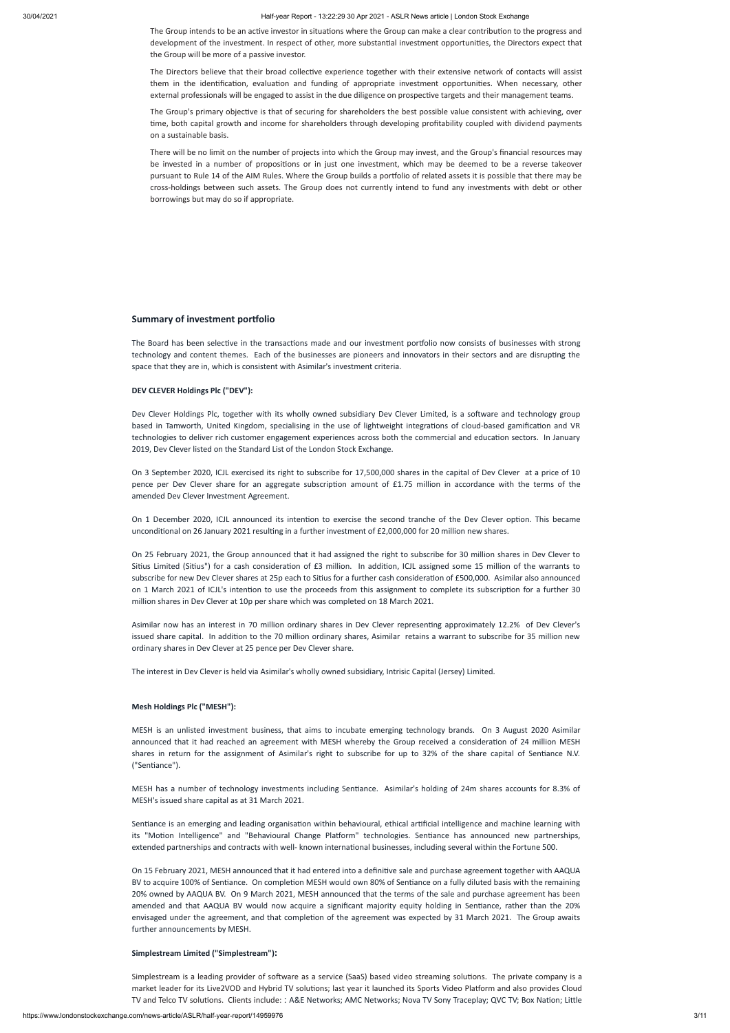The Group intends to be an active investor in situations where the Group can make a clear contribution to the progress and development of the investment. In respect of other, more substantial investment opportunities, the Directors expect that the Group will be more of a passive investor.

The Directors believe that their broad collective experience together with their extensive network of contacts will assist them in the identification, evaluation and funding of appropriate investment opportunities. When necessary, other external professionals will be engaged to assist in the due diligence on prospective targets and their management teams.

The Group's primary objective is that of securing for shareholders the best possible value consistent with achieving, over time, both capital growth and income for shareholders through developing profitability coupled with dividend payments on a sustainable basis.

There will be no limit on the number of projects into which the Group may invest, and the Group's financial resources may be invested in a number of propositions or in just one investment, which may be deemed to be a reverse takeover pursuant to Rule 14 of the AIM Rules. Where the Group builds a portfolio of related assets it is possible that there may be cross-holdings between such assets. The Group does not currently intend to fund any investments with debt or other borrowings but may do so if appropriate.

## Summary of investment portfolio

The Board has been selective in the transactions made and our investment portfolio now consists of businesses with strong technology and content themes. Each of the businesses are pioneers and innovators in their sectors and are disrupting the space that they are in, which is consistent with Asimilar's investment criteria.

**DEV CLEVER Holdings Plc ("DEV"):**

Dev Clever Holdings Plc, together with its wholly owned subsidiary Dev Clever Limited, is a software and technology group based in Tamworth, United Kingdom, specialising in the use of lightweight integrations of cloud-based gamification and VR technologies to deliver rich customer engagement experiences across both the commercial and education sectors. In January 2019, Dev Clever listed on the Standard List of the London Stock Exchange.

On 3 September 2020, ICJL exercised its right to subscribe for 17,500,000 shares in the capital of Dev Clever at a price of 10 pence per Dev Clever share for an aggregate subscription amount of £1.75 million in accordance with the terms of the amended Dev Clever Investment Agreement.

On 1 December 2020, ICJL announced its intention to exercise the second tranche of the Dev Clever option. This became unconditional on 26 January 2021 resulting in a further investment of £2,000,000 for 20 million new shares.

On 25 February 2021, the Group announced that it had assigned the right to subscribe for 30 million shares in Dev Clever to Sitius Limited (Sitius") for a cash consideration of £3 million. In addition, ICJL assigned some 15 million of the warrants to subscribe for new Dev Clever shares at 25p each to Sitius for a further cash consideration of £500,000. Asimilar also announced on 1 March 2021 of ICJL's intention to use the proceeds from this assignment to complete its subscription for a further 30 million shares in Dev Clever at 10p per share which was completed on 18 March 2021.

Asimilar now has an interest in 70 million ordinary shares in Dev Clever representing approximately 12.2% of Dev Clever's issued share capital. In addition to the 70 million ordinary shares, Asimilar retains a warrant to subscribe for 35 million new ordinary shares in Dev Clever at 25 pence per Dev Clever share.

The interest in Dev Clever is held via Asimilar's wholly owned subsidiary, Intrisic Capital (Jersey) Limited.

**Mesh Holdings Plc ("MESH"):**

MESH is an unlisted investment business, that aims to incubate emerging technology brands. On 3 August 2020 Asimilar announced that it had reached an agreement with MESH whereby the Group received a consideration of 24 million MESH shares in return for the assignment of Asimilar's right to subscribe for up to 32% of the share capital of Sentiance N.V. ("Sentiance").

MESH has a number of technology investments including Sentiance. Asimilar's holding of 24m shares accounts for 8.3% of MESH's issued share capital as at 31 March 2021.

Sentiance is an emerging and leading organisation within behavioural, ethical artificial intelligence and machine learning with its "Motion Intelligence" and "Behavioural Change Platform" technologies. Sentiance has announced new partnerships, extended partnerships and contracts with well- known international businesses, including several within the Fortune 500.

On 15 February 2021, MESH announced that it had entered into a definitive sale and purchase agreement together with AAQUA BV to acquire 100% of Sentiance. On completion MESH would own 80% of Sentiance on a fully diluted basis with the remaining 20% owned by AAQUA BV. On 9 March 2021, MESH announced that the terms of the sale and purchase agreement has been amended and that AAQUA BV would now acquire a significant majority equity holding in Sentiance, rather than the 20% envisaged under the agreement, and that completion of the agreement was expected by 31 March 2021. The Group awaits further announcements by MESH.

**Simplestream Limited ("Simplestream"):**

Simplestream is a leading provider of software as a service (SaaS) based video streaming solutions. The private company is a market leader for its Live2VOD and Hybrid TV solutions; last year it launched its Sports Video Platform and also provides Cloud TV and Telco TV solutions. Clients include: : A&E Networks; AMC Networks; Nova TV Sony Traceplay; QVC TV; Box Nation; Little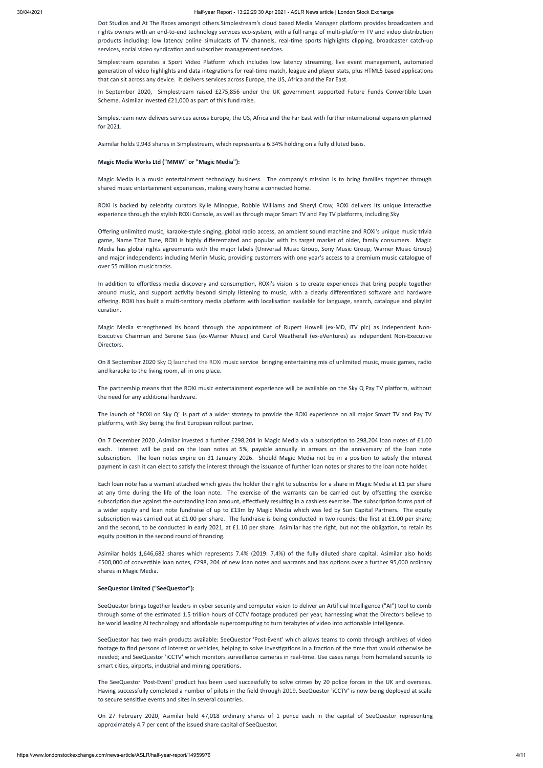Dot Studios and At The Races amongst others.Simplestream's cloud based Media Manager platform provides broadcasters and rights owners with an end-to-end technology services eco-system, with a full range of multi-platform TV and video distribution products including: low latency online simulcasts of TV channels, real-time sports highlights clipping, broadcaster catch-up services, social video syndication and subscriber management services.

Simplestream operates a Sport Video Platform which includes low latency streaming, live event management, automated generation of video highlights and data integrations for real-time match, league and player stats, plus HTML5 based applications that can sit across any device. It delivers services across Europe, the US, Africa and the Far East.

In September 2020, Simplestream raised £275,856 under the UK government supported Future Funds Convertible Loan Scheme. Asimilar invested £21,000 as part of this fund raise.

Simplestream now delivers services across Europe, the US, Africa and the Far East with further international expansion planned for 2021.

Asimilar holds 9,943 shares in Simplestream, which represents a 6.34% holding on a fully diluted basis.

**Magic Media Works Ltd ("MMW" or "Magic Media"):**

Magic Media is a music entertainment technology business. The company's mission is to bring families together through shared music entertainment experiences, making every home a connected home.

ROXi is backed by celebrity curators Kylie Minogue, Robbie Williams and Sheryl Crow, ROXi delivers its unique interactive experience through the stylish ROXi Console, as well as through major Smart TV and Pay TV platforms, including Sky

Offering unlimited music, karaoke-style singing, global radio access, an ambient sound machine and ROXi's unique music trivia game, Name That Tune, ROXi is highly differentiated and popular with its target market of older, family consumers. Magic Media has global rights agreements with the major labels (Universal Music Group, Sony Music Group, Warner Music Group) and major independents including Merlin Music, providing customers with one year's access to a premium music catalogue of over 55 million music tracks.

In addition to effortless media discovery and consumption, ROXi's vision is to create experiences that bring people together around music, and support activity beyond simply listening to music, with a clearly differentiated software and hardware offering. ROXi has built a multi-territory media platform with localisation available for language, search, catalogue and playlist curation.

Magic Media strengthened its board through the appointment of Rupert Howell (ex-MD, ITV plc) as independent Non-Executive Chairman and Serene Sass (ex-Warner Music) and Carol Weatherall (ex-eVentures) as independent Non-Executive Directors.

On 8 September 2020 Sky Q launched the ROXi music service bringing entertaining mix of unlimited music, music games, radio and karaoke to the living room, all in one place.

The partnership means that the ROXi music entertainment experience will be available on the Sky Q Pay TV platform, without the need for any additional hardware.

The launch of "ROXi on Sky Q" is part of a wider strategy to provide the ROXi experience on all major Smart TV and Pay TV platforms, with Sky being the first European rollout partner.

On 7 December 2020 ,Asimilar invested a further £298,204 in Magic Media via a subscription to 298,204 loan notes of £1.00 each. Interest will be paid on the loan notes at 5%, payable annually in arrears on the anniversary of the loan note subscription. The loan notes expire on 31 January 2026. Should Magic Media not be in a position to satisfy the interest payment in cash it can elect to satisfy the interest through the issuance of further loan notes or shares to the loan note holder.

Each loan note has a warrant attached which gives the holder the right to subscribe for a share in Magic Media at £1 per share at any time during the life of the loan note. The exercise of the warrants can be carried out by offsetting the exercise subscription due against the outstanding loan amount, effectively resulting in a cashless exercise. The subscription forms part of a wider equity and loan note fundraise of up to £13m by Magic Media which was led by Sun Capital Partners. The equity subscription was carried out at £1.00 per share. The fundraise is being conducted in two rounds: the first at £1.00 per share; and the second, to be conducted in early 2021, at £1.10 per share. Asimilar has the right, but not the obligation, to retain its equity position in the second round of financing.

Asimilar holds 1,646,682 shares which represents 7.4% (2019: 7.4%) of the fully diluted share capital. Asimilar also holds £500,000 of convertible loan notes, £298, 204 of new loan notes and warrants and has options over a further 95,000 ordinary shares in Magic Media.

**SeeQuestor Limited ("SeeQuestor"):**

SeeQuestor brings together leaders in cyber security and computer vision to deliver an Artificial Intelligence ("AI") tool to comb through some of the estimated 1.5 trillion hours of CCTV footage produced per year, harnessing what the Directors believe to be world leading AI technology and affordable supercomputing to turn terabytes of video into actionable intelligence.

SeeQuestor has two main products available: SeeQuestor 'Post-Event' which allows teams to comb through archives of video footage to find persons of interest or vehicles, helping to solve investigations in a fraction of the time that would otherwise be needed; and SeeQuestor 'iCCTV' which monitors surveillance cameras in real-time. Use cases range from homeland security to smart cities, airports, industrial and mining operations.

The SeeQuestor 'Post-Event' product has been used successfully to solve crimes by 20 police forces in the UK and overseas. Having successfully completed a number of pilots in the field through 2019, SeeQuestor 'iCCTV' is now being deployed at scale to secure sensitive events and sites in several countries.

On 27 February 2020, Asimilar held 47,018 ordinary shares of 1 pence each in the capital of SeeQuestor representing approximately 4.7 per cent of the issued share capital of SeeQuestor.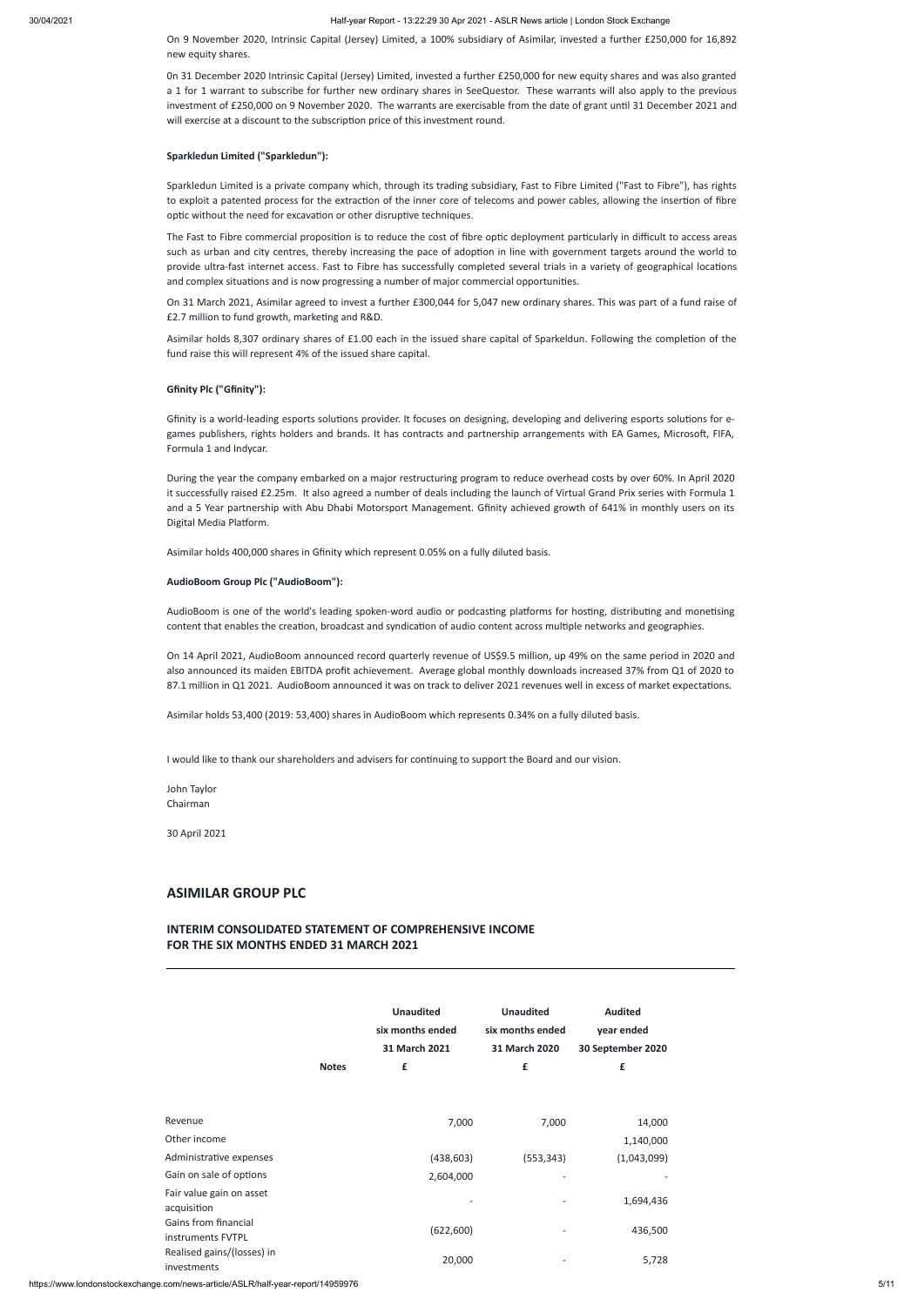On 9 November 2020, Intrinsic Capital (Jersey) Limited, a 100% subsidiary of Asimilar, invested a further £250,000 for 16,892 new equity shares.

0n 31 December 2020 Intrinsic Capital (Jersey) Limited, invested a further £250,000 for new equity shares and was also granted a 1 for 1 warrant to subscribe for further new ordinary shares in SeeQuestor. These warrants will also apply to the previous investment of £250,000 on 9 November 2020. The warrants are exercisable from the date of grant until 31 December 2021 and will exercise at a discount to the subscription price of this investment round.

**Sparkledun Limited ("Sparkledun"):**

Sparkledun Limited is a private company which, through its trading subsidiary, Fast to Fibre Limited ("Fast to Fibre"), has rights to exploit a patented process for the extraction of the inner core of telecoms and power cables, allowing the insertion of fibre optic without the need for excavation or other disruptive techniques.

The Fast to Fibre commercial proposition is to reduce the cost of fibre optic deployment particularly in difficult to access areas such as urban and city centres, thereby increasing the pace of adoption in line with government targets around the world to provide ultra-fast internet access. Fast to Fibre has successfully completed several trials in a variety of geographical locations and complex situations and is now progressing a number of major commercial opportunities.

On 31 March 2021, Asimilar agreed to invest a further £300,044 for 5,047 new ordinary shares. This was part of a fund raise of £2.7 million to fund growth, marketing and R&D.

Asimilar holds 8,307 ordinary shares of £1.00 each in the issued share capital of Sparkeldun. Following the completion of the fund raise this will represent 4% of the issued share capital.

**Gfinity Plc ("Gfinity"):**

Gfinity is a world-leading esports solutions provider. It focuses on designing, developing and delivering esports solutions for e-games publishers, rights holders and brands. It has contracts and partnership arrangements with EA Games, Microsoft, FIFA, Formula 1 and Indycar.

During the year the company embarked on a major restructuring program to reduce overhead costs by over 60%. In April 2020 it successfully raised £2.25m. It also agreed a number of deals including the launch of Virtual Grand Prix series with Formula 1 and a 5 Year partnership with Abu Dhabi Motorsport Management. Gfinity achieved growth of 641% in monthly users on its Digital Media Platform.

Asimilar holds 400,000 shares in Gfinity which represent 0.05% on a fully diluted basis.

**AudioBoom Group Plc ("AudioBoom"):**

AudioBoom is one of the world's leading spoken-word audio or podcasting platforms for hosting, distributing and monetising content that enables the creation, broadcast and syndication of audio content across multiple networks and geographies.

On 14 April 2021, AudioBoom announced record quarterly revenue of US$9.5 million, up 49% on the same period in 2020 and also announced its maiden EBITDA profit achievement. Average global monthly downloads increased 37% from Q1 of 2020 to 87.1 million in Q1 2021. AudioBoom announced it was on track to deliver 2021 revenues well in excess of market expectations.

Asimilar holds 53,400 (2019: 53,400) shares in AudioBoom which represents 0.34% on a fully diluted basis.

I would like to thank our shareholders and advisers for continuing to support the Board and our vision.

John Taylor
Chairman

30 April 2021

## ASIMILAR GROUP PLC

### INTERIM CONSOLIDATED STATEMENT OF COMPREHENSIVE INCOME FOR THE SIX MONTHS ENDED 31 MARCH 2021

| | Notes | Unaudited six months ended 31 March 2021 £ | Unaudited six months ended 31 March 2020 £ | Audited year ended 30 September 2020 £ |
|---|---|---|---|---|
| Revenue | | 7,000 | 7,000 | 14,000 |
| Other income | | | | 1,140,000 |
| Administrative expenses | | (438,603) | (553,343) | (1,043,099) |
| Gain on sale of options | | 2,604,000 | - | - |
| Fair value gain on asset acquisition | | - | - | 1,694,436 |
| Gains from financial instruments FVTPL | | (622,600) | - | 436,500 |
| Realised gains/(losses) in investments | | 20,000 | - | 5,728 |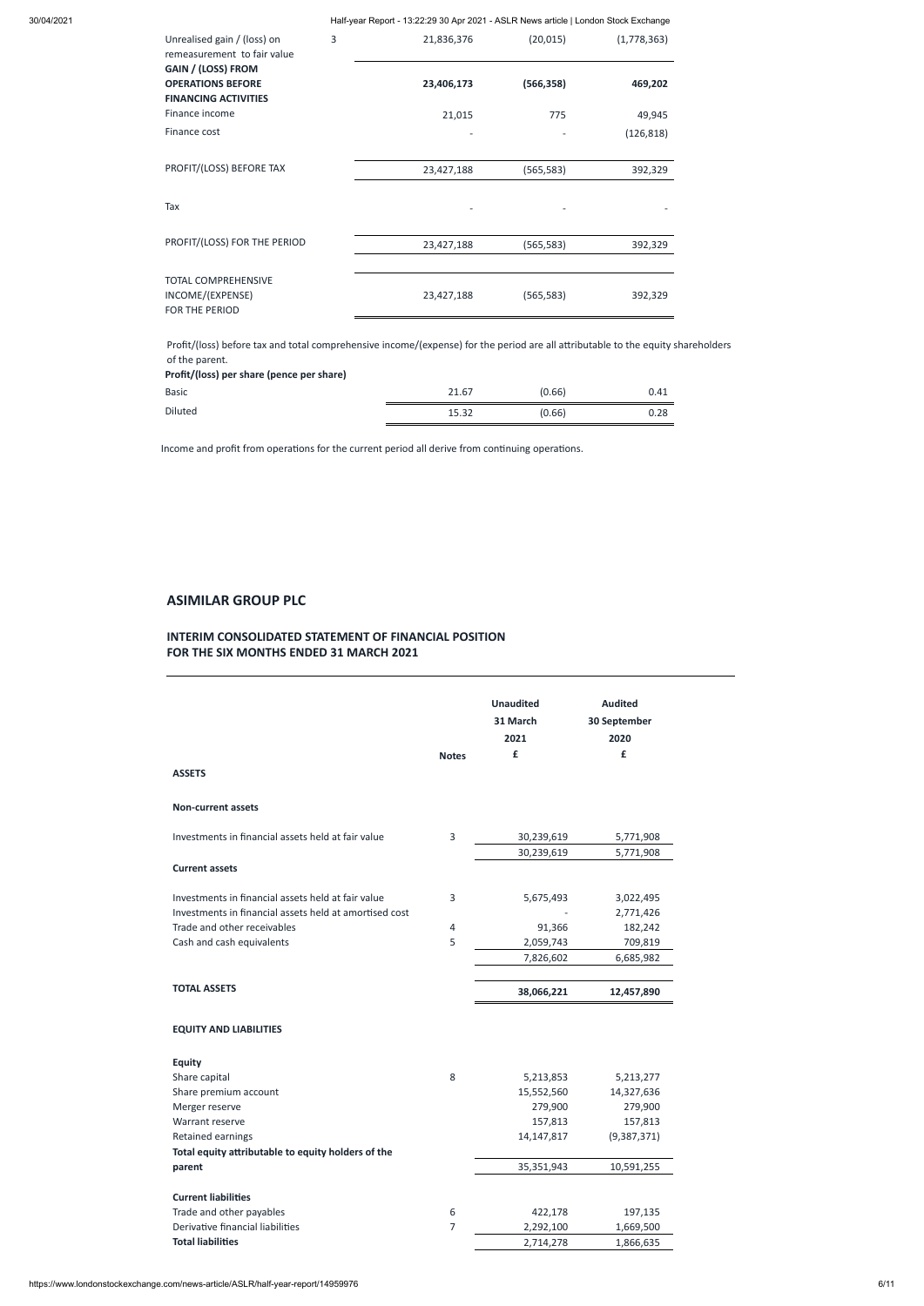| | | | | |
|---|---|---|---|---|
| Unrealised gain / (loss) on remeasurement to fair value | 3 | 21,836,376 | (20,015) | (1,778,363) |
| **GAIN / (LOSS) FROM OPERATIONS BEFORE FINANCING ACTIVITIES** | | **23,406,173** | **(566,358)** | **469,202** |
| Finance income | | 21,015 | 775 | 49,945 |
| Finance cost | | - | - | (126,818) |
| PROFIT/(LOSS) BEFORE TAX | | 23,427,188 | (565,583) | 392,329 |
| Tax | | - | - | - |
| PROFIT/(LOSS) FOR THE PERIOD | | 23,427,188 | (565,583) | 392,329 |
| TOTAL COMPREHENSIVE INCOME/(EXPENSE) FOR THE PERIOD | | 23,427,188 | (565,583) | 392,329 |

Profit/(loss) before tax and total comprehensive income/(expense) for the period are all attributable to the equity shareholders of the parent.

**Profit/(loss) per share (pence per share)**

| | | | |
|---|---|---|---|
| Basic | 21.67 | (0.66) | 0.41 |
| Diluted | 15.32 | (0.66) | 0.28 |

Income and profit from operations for the current period all derive from continuing operations.

## ASIMILAR GROUP PLC

### INTERIM CONSOLIDATED STATEMENT OF FINANCIAL POSITION FOR THE SIX MONTHS ENDED 31 MARCH 2021

| | Notes | Unaudited 31 March 2021 £ | Audited 30 September 2020 £ |
|---|---|---|---|
| **ASSETS** | | | |
| **Non-current assets** | | | |
| Investments in financial assets held at fair value | 3 | 30,239,619 | 5,771,908 |
| | | 30,239,619 | 5,771,908 |
| **Current assets** | | | |
| Investments in financial assets held at fair value | 3 | 5,675,493 | 3,022,495 |
| Investments in financial assets held at amortised cost | | - | 2,771,426 |
| Trade and other receivables | 4 | 91,366 | 182,242 |
| Cash and cash equivalents | 5 | 2,059,743 | 709,819 |
| | | 7,826,602 | 6,685,982 |
| **TOTAL ASSETS** | | **38,066,221** | **12,457,890** |
| **EQUITY AND LIABILITIES** | | | |
| **Equity** | | | |
| Share capital | 8 | 5,213,853 | 5,213,277 |
| Share premium account | | 15,552,560 | 14,327,636 |
| Merger reserve | | 279,900 | 279,900 |
| Warrant reserve | | 157,813 | 157,813 |
| Retained earnings | | 14,147,817 | (9,387,371) |
| **Total equity attributable to equity holders of the parent** | | 35,351,943 | 10,591,255 |
| **Current liabilities** | | | |
| Trade and other payables | 6 | 422,178 | 197,135 |
| Derivative financial liabilities | 7 | 2,292,100 | 1,669,500 |
| **Total liabilities** | | 2,714,278 | 1,866,635 |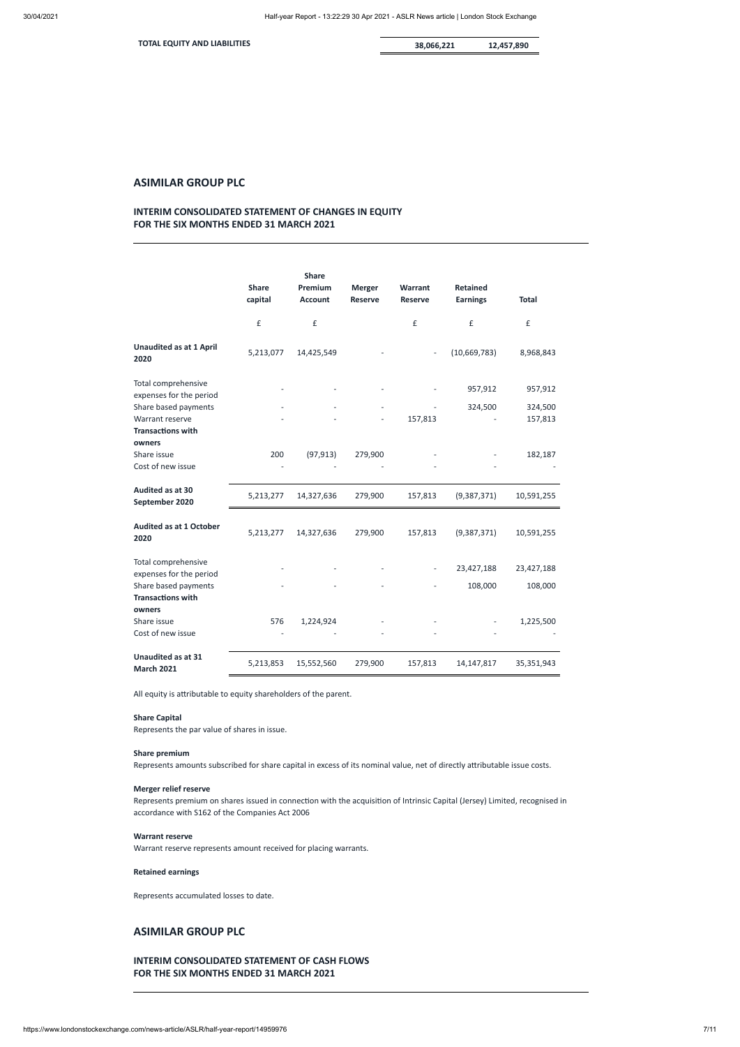| | | |
|---|---|---|
| **TOTAL EQUITY AND LIABILITIES** | **38,066,221** | **12,457,890** |

## ASIMILAR GROUP PLC

### INTERIM CONSOLIDATED STATEMENT OF CHANGES IN EQUITY
### FOR THE SIX MONTHS ENDED 31 MARCH 2021

| | **Share capital** | **Share Premium Account** | **Merger Reserve** | **Warrant Reserve** | **Retained Earnings** | **Total** |
|---|---|---|---|---|---|---|
| | £ | £ | | £ | £ | £ |
| **Unaudited as at 1 April 2020** | 5,213,077 | 14,425,549 | - | - | (10,669,783) | 8,968,843 |
| Total comprehensive expenses for the period | - | - | - | - | 957,912 | 957,912 |
| Share based payments | - | - | - | - | 324,500 | 324,500 |
| Warrant reserve | - | - | - | 157,813 | - | 157,813 |
| **Transactions with owners** | | | | | | |
| Share issue | 200 | (97,913) | 279,900 | - | - | 182,187 |
| Cost of new issue | - | - | - | - | - | - |
| **Audited as at 30 September 2020** | 5,213,277 | 14,327,636 | 279,900 | 157,813 | (9,387,371) | 10,591,255 |
| **Audited as at 1 October 2020** | 5,213,277 | 14,327,636 | 279,900 | 157,813 | (9,387,371) | 10,591,255 |
| Total comprehensive expenses for the period | - | - | - | - | 23,427,188 | 23,427,188 |
| Share based payments | - | - | - | - | 108,000 | 108,000 |
| **Transactions with owners** | | | | | | |
| Share issue | 576 | 1,224,924 | - | - | - | 1,225,500 |
| Cost of new issue | - | - | - | - | - | - |
| **Unaudited as at 31 March 2021** | 5,213,853 | 15,552,560 | 279,900 | 157,813 | 14,147,817 | 35,351,943 |

All equity is attributable to equity shareholders of the parent.

**Share Capital**

Represents the par value of shares in issue.

**Share premium**

Represents amounts subscribed for share capital in excess of its nominal value, net of directly attributable issue costs.

**Merger relief reserve**

Represents premium on shares issued in connection with the acquisition of Intrinsic Capital (Jersey) Limited, recognised in accordance with S162 of the Companies Act 2006

**Warrant reserve**

Warrant reserve represents amount received for placing warrants.

**Retained earnings**

Represents accumulated losses to date.

## ASIMILAR GROUP PLC

### INTERIM CONSOLIDATED STATEMENT OF CASH FLOWS
### FOR THE SIX MONTHS ENDED 31 MARCH 2021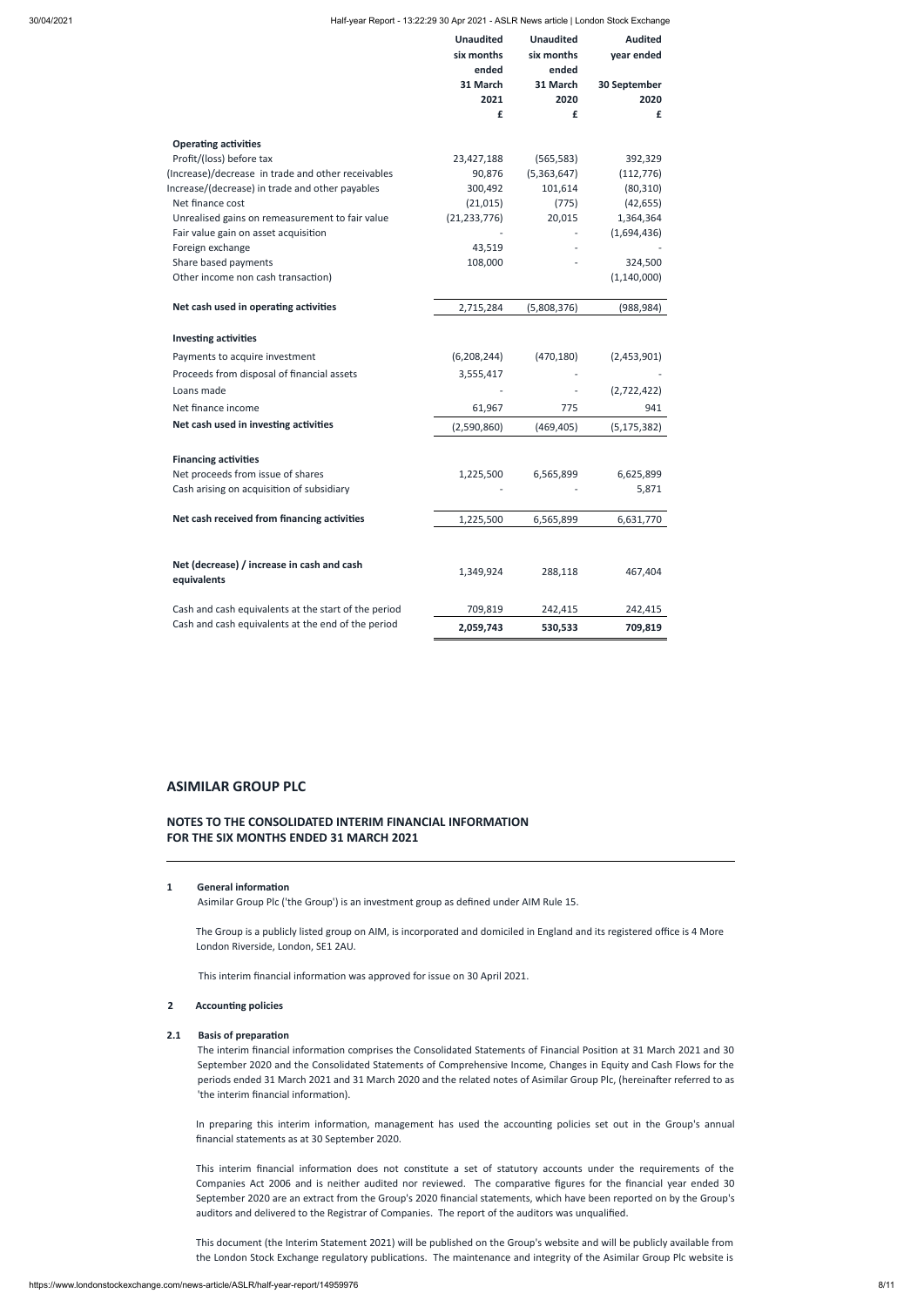| | Unaudited six months ended 31 March 2021 £ | Unaudited six months ended 31 March 2020 £ | Audited year ended 30 September 2020 £ |
|---|---|---|---|
| **Operating activities** | | | |
| Profit/(loss) before tax | 23,427,188 | (565,583) | 392,329 |
| (Increase)/decrease in trade and other receivables | 90,876 | (5,363,647) | (112,776) |
| Increase/(decrease) in trade and other payables | 300,492 | 101,614 | (80,310) |
| Net finance cost | (21,015) | (775) | (42,655) |
| Unrealised gains on remeasurement to fair value | (21,233,776) | 20,015 | 1,364,364 |
| Fair value gain on asset acquisition | - | - | (1,694,436) |
| Foreign exchange | 43,519 | - | - |
| Share based payments | 108,000 | - | 324,500 |
| Other income non cash transaction) | | | (1,140,000) |
| **Net cash used in operating activities** | 2,715,284 | (5,808,376) | (988,984) |
| **Investing activities** | | | |
| Payments to acquire investment | (6,208,244) | (470,180) | (2,453,901) |
| Proceeds from disposal of financial assets | 3,555,417 | - | - |
| Loans made | - | - | (2,722,422) |
| Net finance income | 61,967 | 775 | 941 |
| **Net cash used in investing activities** | (2,590,860) | (469,405) | (5,175,382) |
| **Financing activities** | | | |
| Net proceeds from issue of shares | 1,225,500 | 6,565,899 | 6,625,899 |
| Cash arising on acquisition of subsidiary | - | - | 5,871 |
| **Net cash received from financing activities** | 1,225,500 | 6,565,899 | 6,631,770 |
| **Net (decrease) / increase in cash and cash equivalents** | 1,349,924 | 288,118 | 467,404 |
| Cash and cash equivalents at the start of the period | 709,819 | 242,415 | 242,415 |
| Cash and cash equivalents at the end of the period | **2,059,743** | **530,533** | **709,819** |

## ASIMILAR GROUP PLC

### NOTES TO THE CONSOLIDATED INTERIM FINANCIAL INFORMATION FOR THE SIX MONTHS ENDED 31 MARCH 2021

**1 General information**

Asimilar Group Plc ('the Group') is an investment group as defined under AIM Rule 15.

The Group is a publicly listed group on AIM, is incorporated and domiciled in England and its registered office is 4 More London Riverside, London, SE1 2AU.

This interim financial information was approved for issue on 30 April 2021.

**2 Accounting policies**

**2.1 Basis of preparation**

The interim financial information comprises the Consolidated Statements of Financial Position at 31 March 2021 and 30 September 2020 and the Consolidated Statements of Comprehensive Income, Changes in Equity and Cash Flows for the periods ended 31 March 2021 and 31 March 2020 and the related notes of Asimilar Group Plc, (hereinafter referred to as 'the interim financial information).

In preparing this interim information, management has used the accounting policies set out in the Group's annual financial statements as at 30 September 2020.

This interim financial information does not constitute a set of statutory accounts under the requirements of the Companies Act 2006 and is neither audited nor reviewed. The comparative figures for the financial year ended 30 September 2020 are an extract from the Group's 2020 financial statements, which have been reported on by the Group's auditors and delivered to the Registrar of Companies. The report of the auditors was unqualified.

This document (the Interim Statement 2021) will be published on the Group's website and will be publicly available from the London Stock Exchange regulatory publications. The maintenance and integrity of the Asimilar Group Plc website is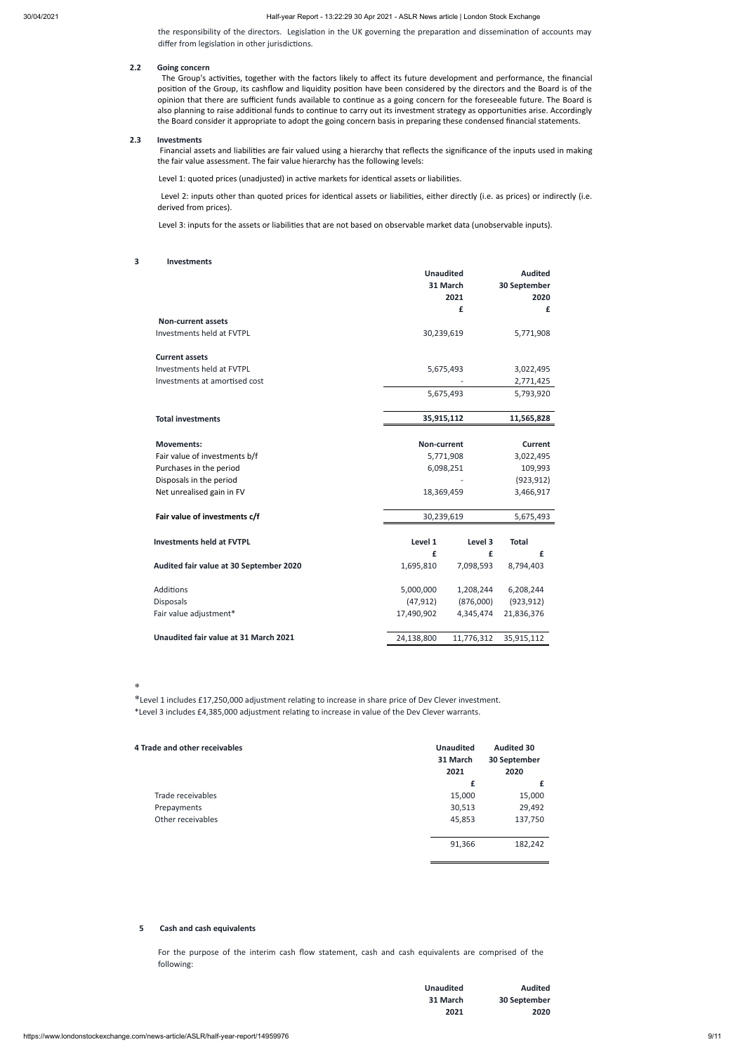the responsibility of the directors. Legislation in the UK governing the preparation and dissemination of accounts may differ from legislation in other jurisdictions.

**2.2 Going concern**

The Group's activities, together with the factors likely to affect its future development and performance, the financial position of the Group, its cashflow and liquidity position have been considered by the directors and the Board is of the opinion that there are sufficient funds available to continue as a going concern for the foreseeable future. The Board is also planning to raise additional funds to continue to carry out its investment strategy as opportunities arise. Accordingly the Board consider it appropriate to adopt the going concern basis in preparing these condensed financial statements.

**2.3 Investments**

Financial assets and liabilities are fair valued using a hierarchy that reflects the significance of the inputs used in making the fair value assessment. The fair value hierarchy has the following levels:

Level 1: quoted prices (unadjusted) in active markets for identical assets or liabilities.

Level 2: inputs other than quoted prices for identical assets or liabilities, either directly (i.e. as prices) or indirectly (i.e. derived from prices).

Level 3: inputs for the assets or liabilities that are not based on observable market data (unobservable inputs).

## 3 Investments

| | Unaudited 31 March 2021 £ | Audited 30 September 2020 £ |
|---|---|---|
| **Non-current assets** | | |
| Investments held at FVTPL | 30,239,619 | 5,771,908 |
| **Current assets** | | |
| Investments held at FVTPL | 5,675,493 | 3,022,495 |
| Investments at amortised cost | - | 2,771,425 |
| | 5,675,493 | 5,793,920 |
| **Total investments** | **35,915,112** | **11,565,828** |

| **Movements:** | **Non-current** | **Current** |
|---|---|---|
| Fair value of investments b/f | 5,771,908 | 3,022,495 |
| Purchases in the period | 6,098,251 | 109,993 |
| Disposals in the period | - | (923,912) |
| Net unrealised gain in FV | 18,369,459 | 3,466,917 |
| **Fair value of investments c/f** | 30,239,619 | 5,675,493 |

| **Investments held at FVTPL** | **Level 1 £** | **Level 3 £** | **Total £** |
|---|---|---|---|
| **Audited fair value at 30 September 2020** | 1,695,810 | 7,098,593 | 8,794,403 |
| Additions | 5,000,000 | 1,208,244 | 6,208,244 |
| Disposals | (47,912) | (876,000) | (923,912) |
| Fair value adjustment* | 17,490,902 | 4,345,474 | 21,836,376 |
| **Unaudited fair value at 31 March 2021** | 24,138,800 | 11,776,312 | 35,915,112 |

*

*Level 1 includes £17,250,000 adjustment relating to increase in share price of Dev Clever investment.
*Level 3 includes £4,385,000 adjustment relating to increase in value of the Dev Clever warrants.

## 4 Trade and other receivables

| | Unaudited 31 March 2021 £ | Audited 30 September 2020 £ |
|---|---|---|
| Trade receivables | 15,000 | 15,000 |
| Prepayments | 30,513 | 29,492 |
| Other receivables | 45,853 | 137,750 |
| | 91,366 | 182,242 |

## 5 Cash and cash equivalents

For the purpose of the interim cash flow statement, cash and cash equivalents are comprised of the following:

| Unaudited 31 March 2021 | Audited 30 September 2020 |
|---|---|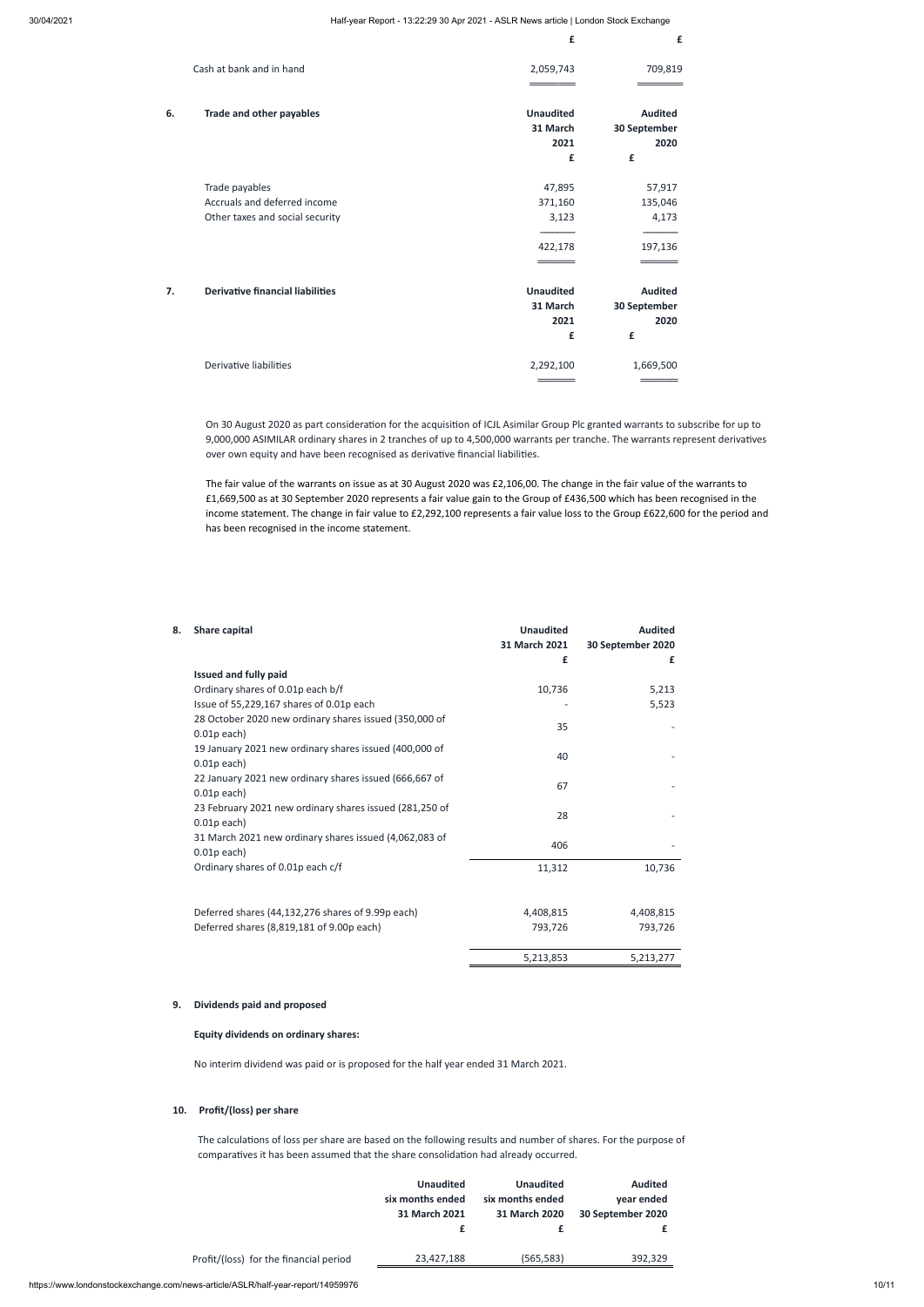| | £ | £ |
|---|---|---|
| Cash at bank and in hand | 2,059,743 | 709,819 |

**6. Trade and other payables**

| | Unaudited 31 March 2021 £ | Audited 30 September 2020 £ |
|---|---|---|
| Trade payables | 47,895 | 57,917 |
| Accruals and deferred income | 371,160 | 135,046 |
| Other taxes and social security | 3,123 | 4,173 |
| | 422,178 | 197,136 |

**7. Derivative financial liabilities**

| | Unaudited 31 March 2021 £ | Audited 30 September 2020 £ |
|---|---|---|
| Derivative liabilities | 2,292,100 | 1,669,500 |

On 30 August 2020 as part consideration for the acquisition of ICJL Asimilar Group Plc granted warrants to subscribe for up to 9,000,000 ASIMILAR ordinary shares in 2 tranches of up to 4,500,000 warrants per tranche. The warrants represent derivatives over own equity and have been recognised as derivative financial liabilities.

The fair value of the warrants on issue as at 30 August 2020 was £2,106,00. The change in the fair value of the warrants to £1,669,500 as at 30 September 2020 represents a fair value gain to the Group of £436,500 which has been recognised in the income statement. The change in fair value to £2,292,100 represents a fair value loss to the Group £622,600 for the period and has been recognised in the income statement.

**8. Share capital**

| | Unaudited 31 March 2021 £ | Audited 30 September 2020 £ |
|---|---|---|
| **Issued and fully paid** | | |
| Ordinary shares of 0.01p each b/f | 10,736 | 5,213 |
| Issue of 55,229,167 shares of 0.01p each | - | 5,523 |
| 28 October 2020 new ordinary shares issued (350,000 of 0.01p each) | 35 | - |
| 19 January 2021 new ordinary shares issued (400,000 of 0.01p each) | 40 | - |
| 22 January 2021 new ordinary shares issued (666,667 of 0.01p each) | 67 | - |
| 23 February 2021 new ordinary shares issued (281,250 of 0.01p each) | 28 | - |
| 31 March 2021 new ordinary shares issued (4,062,083 of 0.01p each) | 406 | - |
| Ordinary shares of 0.01p each c/f | 11,312 | 10,736 |
| | | |
| Deferred shares (44,132,276 shares of 9.99p each) | 4,408,815 | 4,408,815 |
| Deferred shares (8,819,181 of 9.00p each) | 793,726 | 793,726 |
| | 5,213,853 | 5,213,277 |

**9. Dividends paid and proposed**

**Equity dividends on ordinary shares:**

No interim dividend was paid or is proposed for the half year ended 31 March 2021.

**10. Profit/(loss) per share**

The calculations of loss per share are based on the following results and number of shares. For the purpose of comparatives it has been assumed that the share consolidation had already occurred.

| | Unaudited six months ended 31 March 2021 £ | Unaudited six months ended 31 March 2020 £ | Audited year ended 30 September 2020 £ |
|---|---|---|---|
| Profit/(loss) for the financial period | 23,427,188 | (565,583) | 392,329 |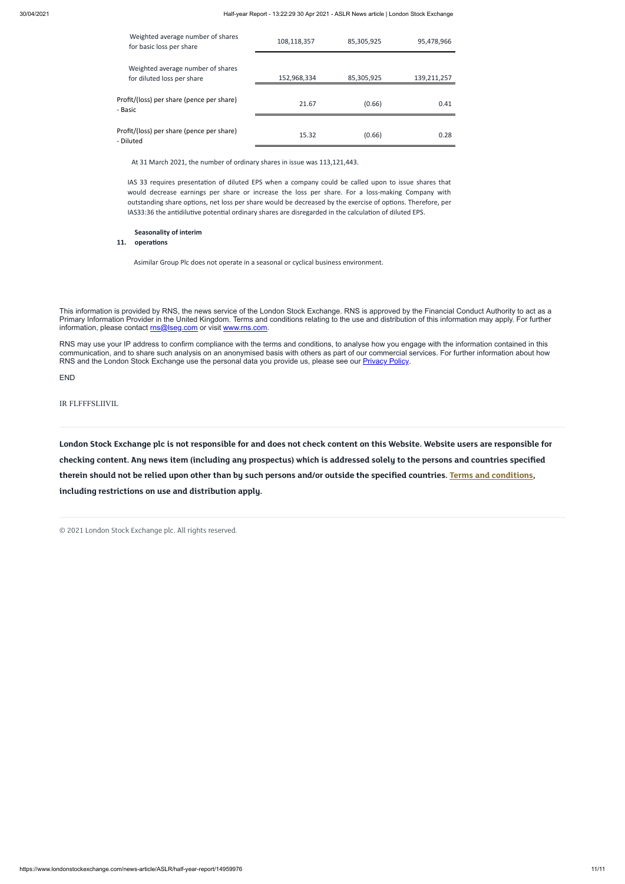| | | | |
|---|---|---|---|
| Weighted average number of shares for basic loss per share | 108,118,357 | 85,305,925 | 95,478,966 |
| Weighted average number of shares for diluted loss per share | 152,968,334 | 85,305,925 | 139,211,257 |
| Profit/(loss) per share (pence per share) - Basic | 21.67 | (0.66) | 0.41 |
| Profit/(loss) per share (pence per share) - Diluted | 15.32 | (0.66) | 0.28 |

At 31 March 2021, the number of ordinary shares in issue was 113,121,443.

IAS 33 requires presentation of diluted EPS when a company could be called upon to issue shares that would decrease earnings per share or increase the loss per share. For a loss-making Company with outstanding share options, net loss per share would be decreased by the exercise of options. Therefore, per IAS33:36 the antidilutive potential ordinary shares are disregarded in the calculation of diluted EPS.

**11. Seasonality of interim operations**

Asimilar Group Plc does not operate in a seasonal or cyclical business environment.

This information is provided by RNS, the news service of the London Stock Exchange. RNS is approved by the Financial Conduct Authority to act as a Primary Information Provider in the United Kingdom. Terms and conditions relating to the use and distribution of this information may apply. For further information, please contact rns@lseg.com or visit www.rns.com.

RNS may use your IP address to confirm compliance with the terms and conditions, to analyse how you engage with the information contained in this communication, and to share such analysis on an anonymised basis with others as part of our commercial services. For further information about how RNS and the London Stock Exchange use the personal data you provide us, please see our Privacy Policy.

END

IR FLFFFSLIIVIL

**London Stock Exchange plc is not responsible for and does not check content on this Website. Website users are responsible for checking content. Any news item (including any prospectus) which is addressed solely to the persons and countries specified therein should not be relied upon other than by such persons and/or outside the specified countries. Terms and conditions, including restrictions on use and distribution apply.**

© 2021 London Stock Exchange plc. All rights reserved.